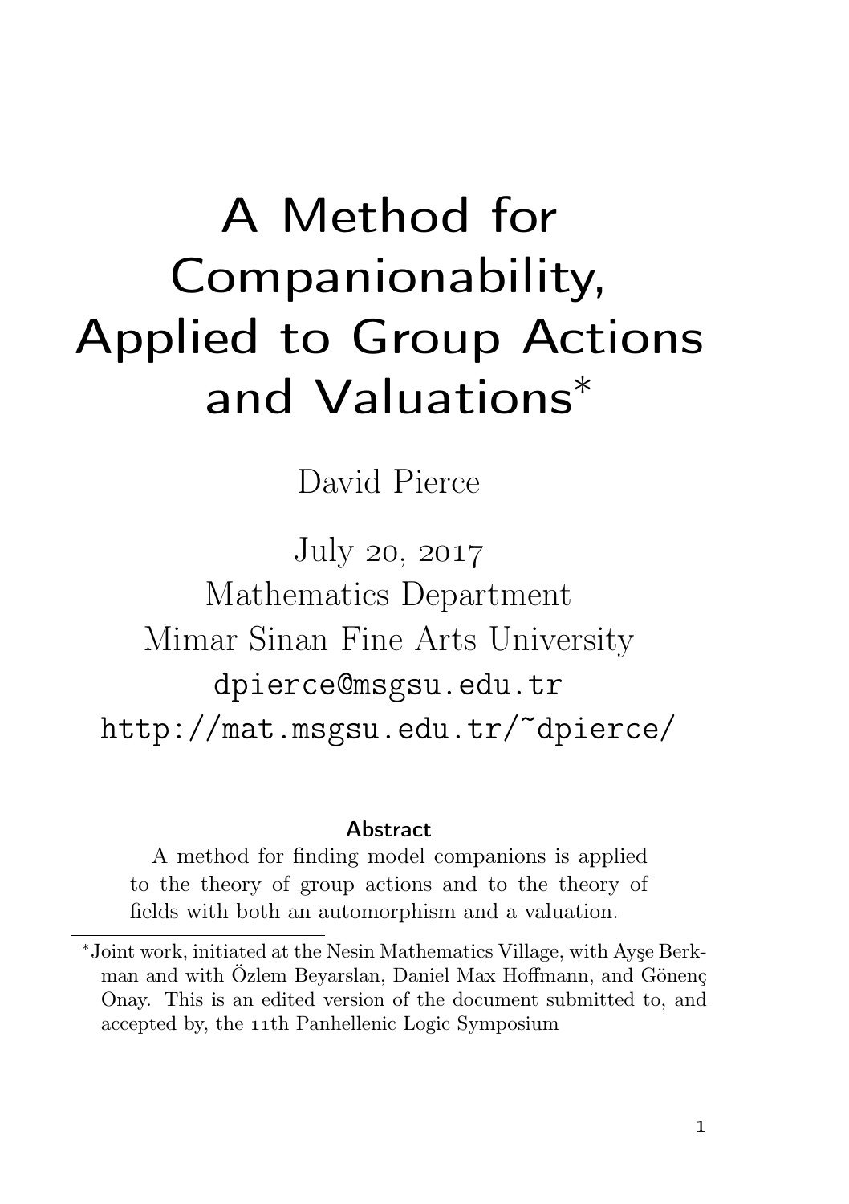# A Method for Companionability, Applied to Group Actions and Valuations*

David Pierce

July 20, 2017
Mathematics Department
Mimar Sinan Fine Arts University
dpierce@msgsu.edu.tr
http://mat.msgsu.edu.tr/~dpierce/

**Abstract**

A method for finding model companions is applied to the theory of group actions and to the theory of fields with both an automorphism and a valuation.

---

*Joint work, initiated at the Nesin Mathematics Village, with Ayşe Berkman and with Özlem Beyarslan, Daniel Max Hoffmann, and Gönenç Onay. This is an edited version of the document submitted to, and accepted by, the 11th Panhellenic Logic Symposium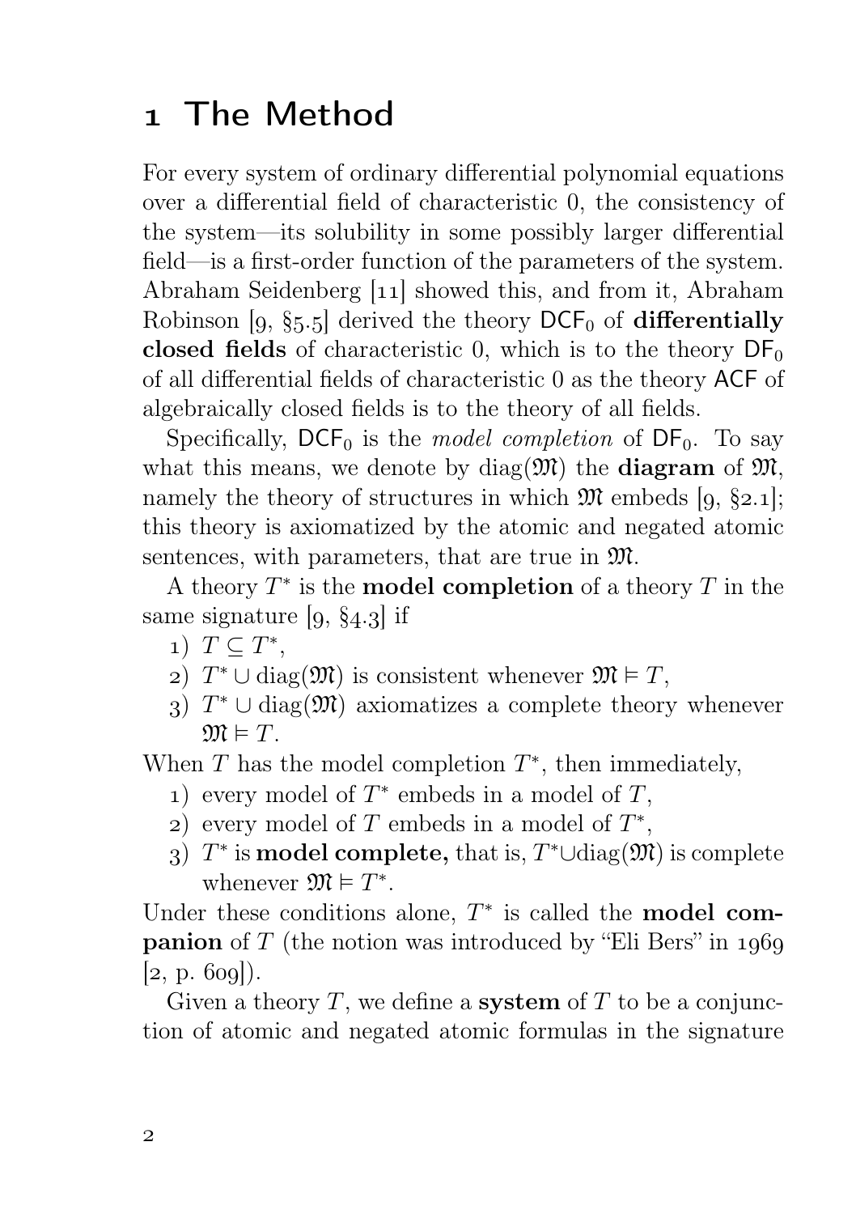# 1 The Method

For every system of ordinary differential polynomial equations over a differential field of characteristic 0, the consistency of the system—its solubility in some possibly larger differential field—is a first-order function of the parameters of the system. Abraham Seidenberg [11] showed this, and from it, Abraham Robinson [9, §5.5] derived the theory $\mathsf{DCF}_0$ of **differentially closed fields** of characteristic 0, which is to the theory $\mathsf{DF}_0$ of all differential fields of characteristic 0 as the theory $\mathsf{ACF}$ of algebraically closed fields is to the theory of all fields.

Specifically, $\mathsf{DCF}_0$ is the *model completion* of $\mathsf{DF}_0$. To say what this means, we denote by $\operatorname{diag}(\mathfrak{M})$ the **diagram** of $\mathfrak{M}$, namely the theory of structures in which $\mathfrak{M}$ embeds [9, §2.1]; this theory is axiomatized by the atomic and negated atomic sentences, with parameters, that are true in $\mathfrak{M}$.

A theory $T^*$ is the **model completion** of a theory $T$ in the same signature [9, §4.3] if

1) $T \subseteq T^*$,
2) $T^* \cup \operatorname{diag}(\mathfrak{M})$ is consistent whenever $\mathfrak{M} \vDash T$,
3) $T^* \cup \operatorname{diag}(\mathfrak{M})$ axiomatizes a complete theory whenever $\mathfrak{M} \vDash T$.

When $T$ has the model completion $T^*$, then immediately,

1) every model of $T^*$ embeds in a model of $T$,
2) every model of $T$ embeds in a model of $T^*$,
3) $T^*$ is **model complete,** that is, $T^* \cup \operatorname{diag}(\mathfrak{M})$ is complete whenever $\mathfrak{M} \vDash T^*$.

Under these conditions alone, $T^*$ is called the **model companion** of $T$ (the notion was introduced by "Eli Bers" in 1969 [2, p. 609]).

Given a theory $T$, we define a **system** of $T$ to be a conjunction of atomic and negated atomic formulas in the signature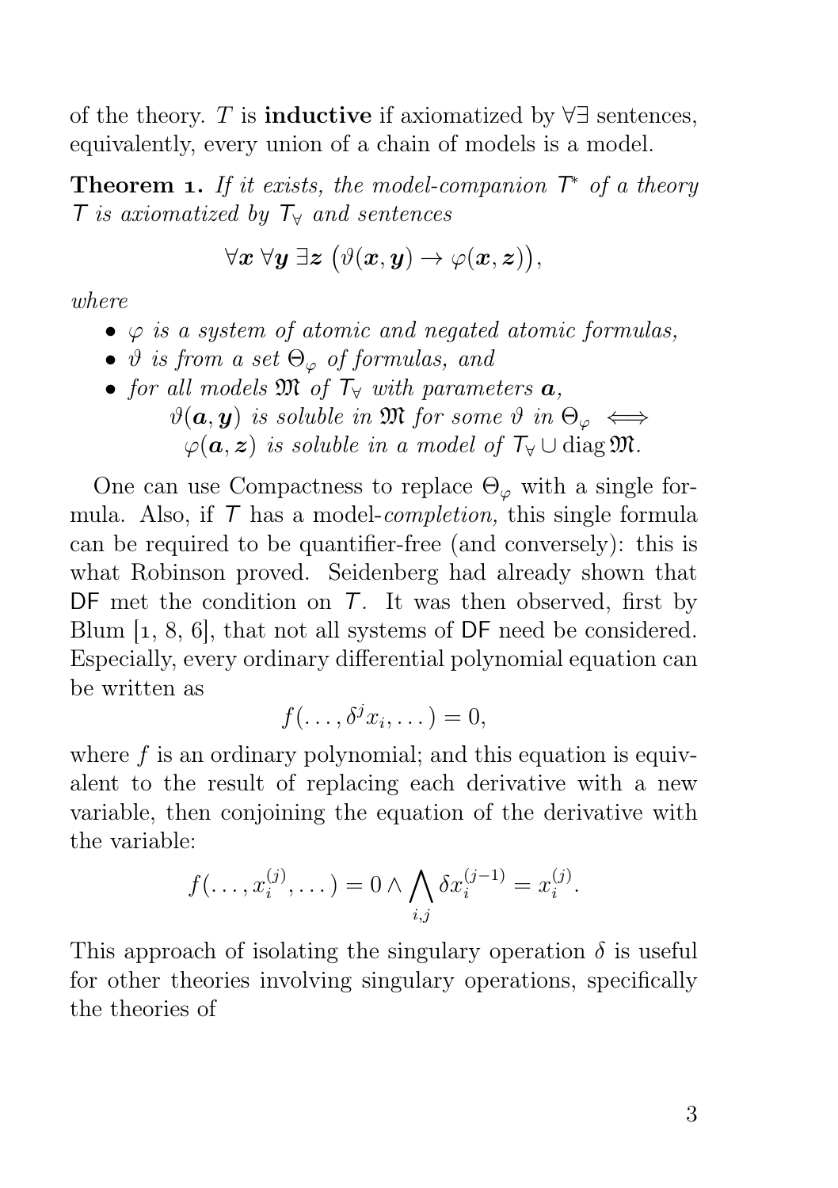of the theory. $T$ is **inductive** if axiomatized by $\forall\exists$ sentences, equivalently, every union of a chain of models is a model.

**Theorem 1.** *If it exists, the model-companion $\mathsf{T}^*$ of a theory $\mathsf{T}$ is axiomatized by $\mathsf{T}_\forall$ and sentences*

$$\forall \boldsymbol{x}\ \forall \boldsymbol{y}\ \exists \boldsymbol{z}\ \big(\vartheta(\boldsymbol{x}, \boldsymbol{y}) \to \varphi(\boldsymbol{x}, \boldsymbol{z})\big),$$

*where*

- *$\varphi$ is a system of atomic and negated atomic formulas,*
- *$\vartheta$ is from a set $\Theta_\varphi$ of formulas, and*
- *for all models $\mathfrak{M}$ of $\mathsf{T}_\forall$ with parameters $\boldsymbol{a}$,*
  *$\vartheta(\boldsymbol{a}, \boldsymbol{y})$ is soluble in $\mathfrak{M}$ for some $\vartheta$ in $\Theta_\varphi$ $\iff$ $\varphi(\boldsymbol{a}, \boldsymbol{z})$ is soluble in a model of $\mathsf{T}_\forall \cup \operatorname{diag} \mathfrak{M}$.*

One can use Compactness to replace $\Theta_\varphi$ with a single formula. Also, if $\mathsf{T}$ has a model-*completion,* this single formula can be required to be quantifier-free (and conversely): this is what Robinson proved. Seidenberg had already shown that $\mathsf{DF}$ met the condition on $\mathsf{T}$. It was then observed, first by Blum [1, 8, 6], that not all systems of $\mathsf{DF}$ need be considered. Especially, every ordinary differential polynomial equation can be written as

$$f(\dots, \delta^j x_i, \dots) = 0,$$

where $f$ is an ordinary polynomial; and this equation is equivalent to the result of replacing each derivative with a new variable, then conjoining the equation of the derivative with the variable:

$$f(\dots, x_i^{(j)}, \dots) = 0 \wedge \bigwedge_{i,j} \delta x_i^{(j-1)} = x_i^{(j)}.$$

This approach of isolating the singulary operation $\delta$ is useful for other theories involving singulary operations, specifically the theories of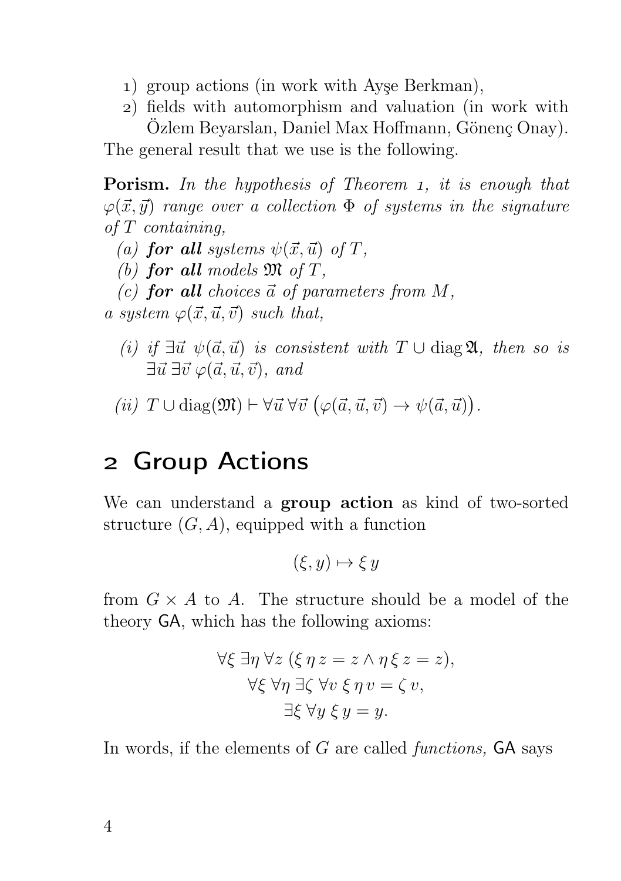1) group actions (in work with Ayşe Berkman),
2) fields with automorphism and valuation (in work with Özlem Beyarslan, Daniel Max Hoffmann, Gönenç Onay).

The general result that we use is the following.

**Porism.** *In the hypothesis of Theorem 1, it is enough that $\varphi(\vec{x},\vec{y})$ range over a collection $\Phi$ of systems in the signature of $T$ containing,*

*(a)* ***for all*** *systems $\psi(\vec{x},\vec{u})$ of $T$,*

*(b)* ***for all*** *models $\mathfrak{M}$ of $T$,*

*(c)* ***for all*** *choices $\vec{a}$ of parameters from $M$,*

*a system $\varphi(\vec{x},\vec{u},\vec{v})$ such that,*

*(i) if $\exists\vec{u}\ \psi(\vec{a},\vec{u})$ is consistent with $T \cup \operatorname{diag}\mathfrak{A}$, then so is $\exists\vec{u}\,\exists\vec{v}\ \varphi(\vec{a},\vec{u},\vec{v})$, and*

*(ii) $T \cup \operatorname{diag}(\mathfrak{M}) \vdash \forall\vec{u}\,\forall\vec{v}\,\big(\varphi(\vec{a},\vec{u},\vec{v}) \to \psi(\vec{a},\vec{u})\big)$.*

## 2 Group Actions

We can understand a **group action** as kind of two-sorted structure $(G, A)$, equipped with a function

$$(\xi, y) \mapsto \xi\, y$$

from $G \times A$ to $A$. The structure should be a model of the theory GA, which has the following axioms:

$$\forall\xi\ \exists\eta\ \forall z\ (\xi\,\eta\,z = z \land \eta\,\xi\,z = z),$$
$$\forall\xi\ \forall\eta\ \exists\zeta\ \forall v\ \xi\,\eta\,v = \zeta\,v,$$
$$\exists\xi\ \forall y\ \xi\,y = y.$$

In words, if the elements of $G$ are called *functions,* GA says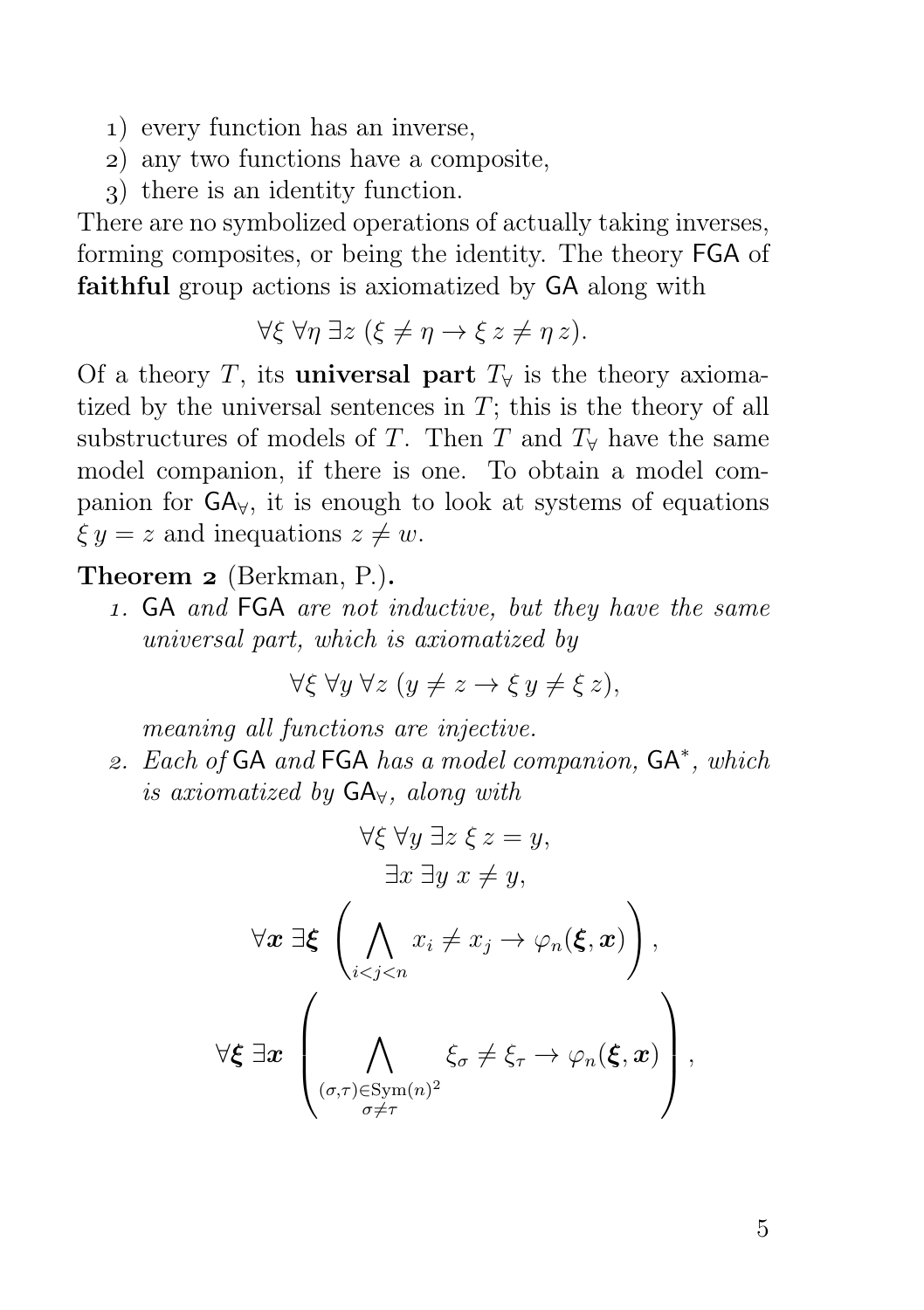1) every function has an inverse,
2) any two functions have a composite,
3) there is an identity function.

There are no symbolized operations of actually taking inverses, forming composites, or being the identity. The theory FGA of **faithful** group actions is axiomatized by GA along with

$$\forall\xi\ \forall\eta\ \exists z\ (\xi \neq \eta \to \xi\, z \neq \eta\, z).$$

Of a theory $T$, its **universal part** $T_\forall$ is the theory axiomatized by the universal sentences in $T$; this is the theory of all substructures of models of $T$. Then $T$ and $T_\forall$ have the same model companion, if there is one. To obtain a model companion for $\mathsf{GA}_\forall$, it is enough to look at systems of equations $\xi\, y = z$ and inequations $z \neq w$.

**Theorem 2** (Berkman, P.).

1. *GA and FGA are not inductive, but they have the same universal part, which is axiomatized by*
$$\forall\xi\ \forall y\ \forall z\ (y \neq z \to \xi\, y \neq \xi\, z),$$
*meaning all functions are injective.*
2. *Each of GA and FGA has a model companion, $\mathsf{GA}^*$, which is axiomatized by $\mathsf{GA}_\forall$, along with*
$$\forall\xi\ \forall y\ \exists z\ \xi\, z = y,$$
$$\exists x\ \exists y\ x \neq y,$$
$$\forall \boldsymbol{x}\ \exists \boldsymbol{\xi}\ \left(\bigwedge_{i<j<n} x_i \neq x_j \to \varphi_n(\boldsymbol{\xi}, \boldsymbol{x})\right),$$
$$\forall \boldsymbol{\xi}\ \exists \boldsymbol{x}\ \left(\bigwedge_{\substack{(\sigma,\tau)\in \mathrm{Sym}(n)^2\\ \sigma\neq\tau}} \xi_\sigma \neq \xi_\tau \to \varphi_n(\boldsymbol{\xi}, \boldsymbol{x})\right),$$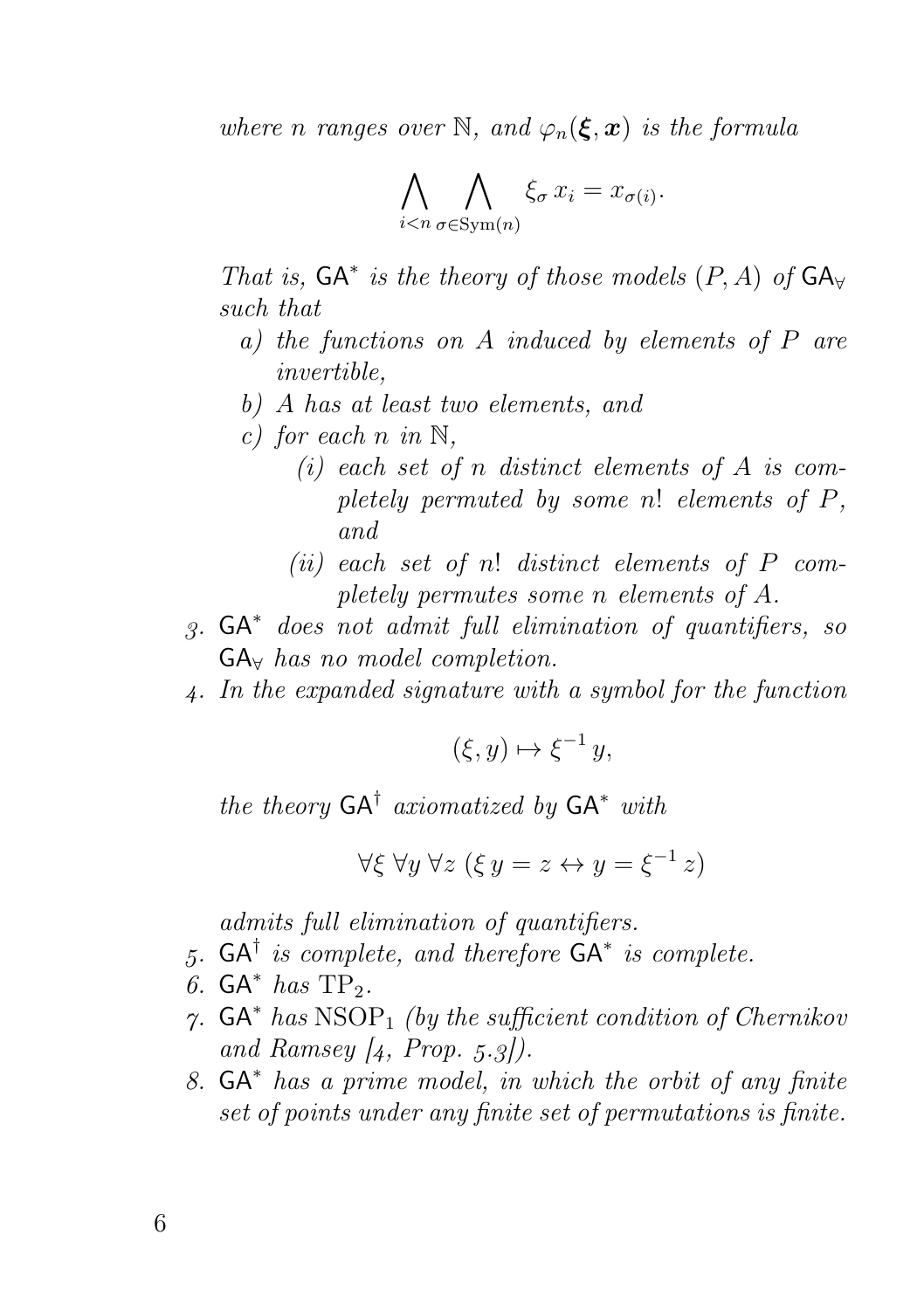*where $n$ ranges over $\mathbb{N}$, and $\varphi_n(\boldsymbol{\xi}, \boldsymbol{x})$ is the formula*

$$\bigwedge_{i<n} \bigwedge_{\sigma \in \mathrm{Sym}(n)} \xi_\sigma\, x_i = x_{\sigma(i)}.$$

*That is, $\mathsf{GA}^*$ is the theory of those models $(P, A)$ of $\mathsf{GA}_\forall$ such that*

- *a) the functions on $A$ induced by elements of $P$ are invertible,*
- *b) $A$ has at least two elements, and*
- *c) for each $n$ in $\mathbb{N}$,*
  - *(i) each set of $n$ distinct elements of $A$ is completely permuted by some $n!$ elements of $P$, and*
  - *(ii) each set of $n!$ distinct elements of $P$ completely permutes some $n$ elements of $A$.*

3. *$\mathsf{GA}^*$ does not admit full elimination of quantifiers, so $\mathsf{GA}_\forall$ has no model completion.*
4. *In the expanded signature with a symbol for the function*

   $$(\xi, y) \mapsto \xi^{-1}\, y,$$

   *the theory $\mathsf{GA}^\dagger$ axiomatized by $\mathsf{GA}^*$ with*

   $$\forall \xi\ \forall y\ \forall z\ (\xi\, y = z \leftrightarrow y = \xi^{-1}\, z)$$

   *admits full elimination of quantifiers.*
5. *$\mathsf{GA}^\dagger$ is complete, and therefore $\mathsf{GA}^*$ is complete.*
6. *$\mathsf{GA}^*$ has $\mathrm{TP}_2$.*
7. *$\mathsf{GA}^*$ has $\mathrm{NSOP}_1$ (by the sufficient condition of Chernikov and Ramsey [4, Prop. 5.3]).*
8. *$\mathsf{GA}^*$ has a prime model, in which the orbit of any finite set of points under any finite set of permutations is finite.*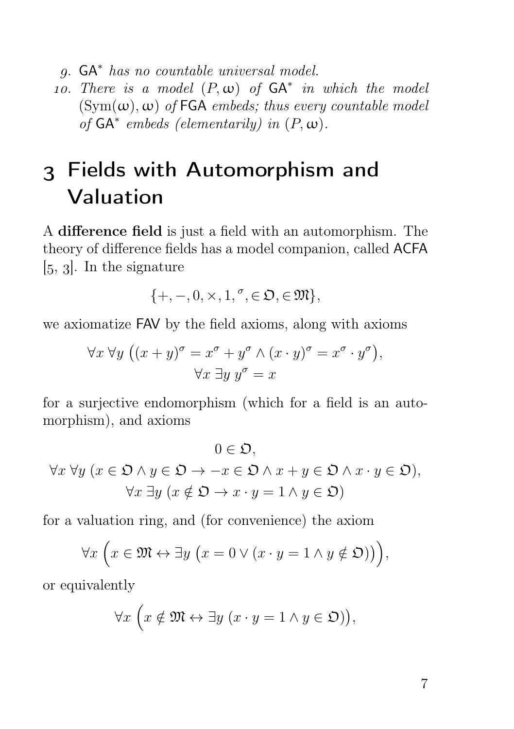9. $\mathsf{GA}^*$ *has no countable universal model.*
10. *There is a model* $(P, \omega)$ *of* $\mathsf{GA}^*$ *in which the model* $(\mathrm{Sym}(\omega), \omega)$ *of* $\mathsf{FGA}$ *embeds; thus every countable model of* $\mathsf{GA}^*$ *embeds (elementarily) in* $(P, \omega)$.

# 3 Fields with Automorphism and Valuation

A **difference field** is just a field with an automorphism. The theory of difference fields has a model companion, called ACFA [5, 3]. In the signature

$$\{+, -, 0, \times, 1, {}^{\sigma}, \in \mathfrak{O}, \in \mathfrak{M}\},$$

we axiomatize FAV by the field axioms, along with axioms

$$\forall x\ \forall y\ \big((x+y)^{\sigma} = x^{\sigma} + y^{\sigma} \wedge (x \cdot y)^{\sigma} = x^{\sigma} \cdot y^{\sigma}\big),$$
$$\forall x\ \exists y\ y^{\sigma} = x$$

for a surjective endomorphism (which for a field is an automorphism), and axioms

$$0 \in \mathfrak{O},$$
$$\forall x\ \forall y\ (x \in \mathfrak{O} \wedge y \in \mathfrak{O} \to -x \in \mathfrak{O} \wedge x + y \in \mathfrak{O} \wedge x \cdot y \in \mathfrak{O}),$$
$$\forall x\ \exists y\ (x \notin \mathfrak{O} \to x \cdot y = 1 \wedge y \in \mathfrak{O})$$

for a valuation ring, and (for convenience) the axiom

$$\forall x\ \Big(x \in \mathfrak{M} \leftrightarrow \exists y\ \big(x = 0 \vee (x \cdot y = 1 \wedge y \notin \mathfrak{O})\big)\Big),$$

or equivalently

$$\forall x\ \Big(x \notin \mathfrak{M} \leftrightarrow \exists y\ (x \cdot y = 1 \wedge y \in \mathfrak{O})\Big),$$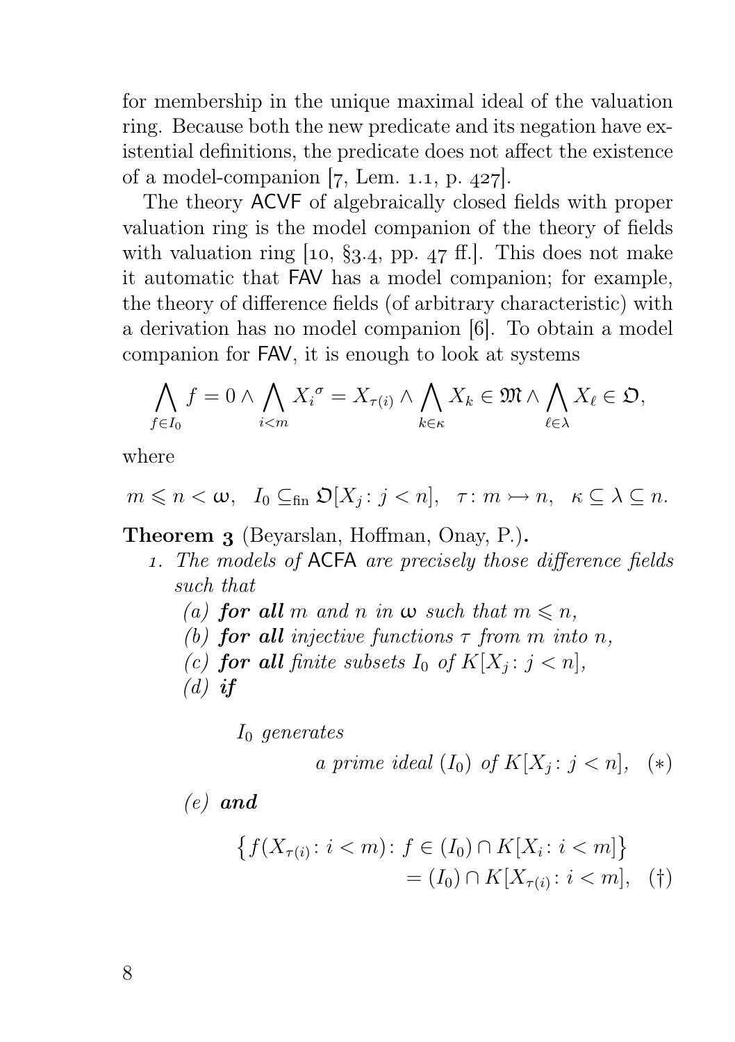for membership in the unique maximal ideal of the valuation ring. Because both the new predicate and its negation have existential definitions, the predicate does not affect the existence of a model-companion [7, Lem. 1.1, p. 427].

The theory ACVF of algebraically closed fields with proper valuation ring is the model companion of the theory of fields with valuation ring [10, §3.4, pp. 47 ff.]. This does not make it automatic that FAV has a model companion; for example, the theory of difference fields (of arbitrary characteristic) with a derivation has no model companion [6]. To obtain a model companion for FAV, it is enough to look at systems

$$\bigwedge_{f\in I_0} f=0\wedge\bigwedge_{i<m}{X_i}^{\sigma}=X_{\tau(i)}\wedge\bigwedge_{k\in\kappa}X_k\in\mathfrak{M}\wedge\bigwedge_{\ell\in\lambda}X_\ell\in\mathfrak{O},$$

where

$$m\leqslant n<\omega,\quad I_0\subseteq_{\text{fin}}\mathfrak{O}[X_j\colon j<n],\quad \tau\colon m\rightarrowtail n,\quad \kappa\subseteq\lambda\subseteq n.$$

**Theorem 3** (Beyarslan, Hoffman, Onay, P.)**.**

1. *The models of* ACFA *are precisely those difference fields such that*
   (a) ***for all*** *$m$ and $n$ in $\omega$ such that $m\leqslant n$,*
   (b) ***for all*** *injective functions $\tau$ from $m$ into $n$,*
   (c) ***for all*** *finite subsets $I_0$ of $K[X_j\colon j<n]$,*
   (d) ***if***

   *$I_0$ generates*

   $$\text{a prime ideal } (I_0) \text{ of } K[X_j\colon j<n],\quad (*)$$

   (e) ***and***

   $$\begin{aligned}\bigl\{f(X_{\tau(i)}\colon i<m)\colon f\in(I_0)\cap K[X_i\colon i<m]\bigr\}\\ =(I_0)\cap K[X_{\tau(i)}\colon i<m],\quad (\dagger)\end{aligned}$$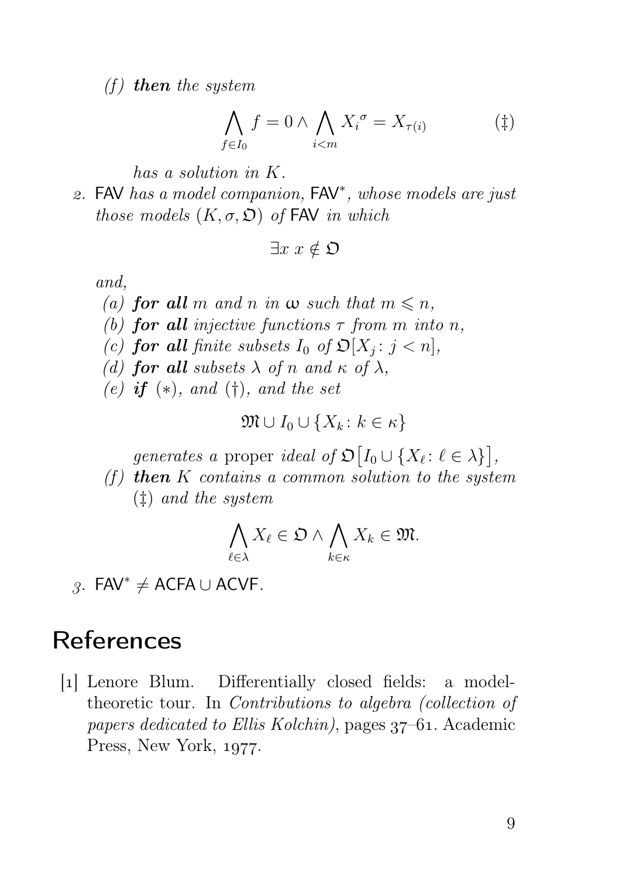(f) ***then*** *the system*

$$\bigwedge_{f\in I_0} f = 0 \wedge \bigwedge_{i<m} {X_i}^{\sigma} = X_{\tau(i)} \qquad (\ddagger)$$

*has a solution in* $K$.

2. FAV *has a model companion,* FAV$^*$, *whose models are just those models* $(K,\sigma,\mathfrak{O})$ *of* FAV *in which*

$$\exists x\ x \notin \mathfrak{O}$$

*and,*

(a) ***for all*** $m$ *and* $n$ *in* $\omega$ *such that* $m \leqslant n$,

(b) ***for all*** *injective functions* $\tau$ *from* $m$ *into* $n$,

(c) ***for all*** *finite subsets* $I_0$ *of* $\mathfrak{O}[X_j \colon j < n]$,

(d) ***for all*** *subsets* $\lambda$ *of* $n$ *and* $\kappa$ *of* $\lambda$,

(e) ***if*** $(*)$, *and* $(\dagger)$, *and the set*

$$\mathfrak{M} \cup I_0 \cup \{X_k \colon k \in \kappa\}$$

*generates a* proper *ideal of* $\mathfrak{O}\big[I_0 \cup \{X_\ell \colon \ell \in \lambda\}\big]$,

(f) ***then*** $K$ *contains a common solution to the system* $(\ddagger)$ *and the system*

$$\bigwedge_{\ell\in\lambda} X_\ell \in \mathfrak{O} \wedge \bigwedge_{k\in\kappa} X_k \in \mathfrak{M}.$$

3. FAV$^* \neq$ ACFA $\cup$ ACVF.

# References

[1] Lenore Blum. Differentially closed fields: a model-theoretic tour. In *Contributions to algebra (collection of papers dedicated to Ellis Kolchin)*, pages 37–61. Academic Press, New York, 1977.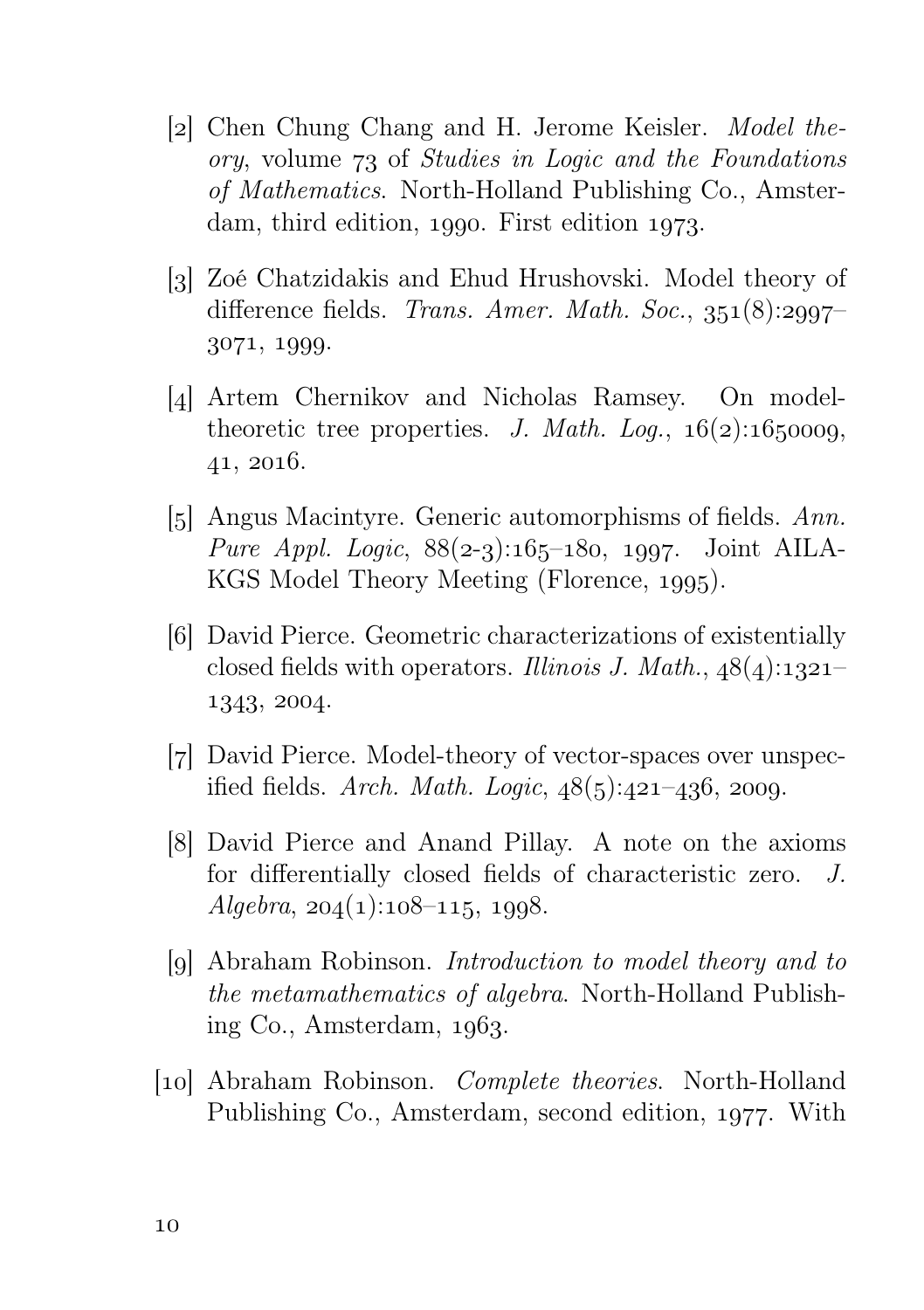[2] Chen Chung Chang and H. Jerome Keisler. *Model theory*, volume 73 of *Studies in Logic and the Foundations of Mathematics*. North-Holland Publishing Co., Amsterdam, third edition, 1990. First edition 1973.

[3] Zoé Chatzidakis and Ehud Hrushovski. Model theory of difference fields. *Trans. Amer. Math. Soc.*, 351(8):2997–3071, 1999.

[4] Artem Chernikov and Nicholas Ramsey. On model-theoretic tree properties. *J. Math. Log.*, 16(2):1650009, 41, 2016.

[5] Angus Macintyre. Generic automorphisms of fields. *Ann. Pure Appl. Logic*, 88(2-3):165–180, 1997. Joint AILA-KGS Model Theory Meeting (Florence, 1995).

[6] David Pierce. Geometric characterizations of existentially closed fields with operators. *Illinois J. Math.*, 48(4):1321–1343, 2004.

[7] David Pierce. Model-theory of vector-spaces over unspecified fields. *Arch. Math. Logic*, 48(5):421–436, 2009.

[8] David Pierce and Anand Pillay. A note on the axioms for differentially closed fields of characteristic zero. *J. Algebra*, 204(1):108–115, 1998.

[9] Abraham Robinson. *Introduction to model theory and to the metamathematics of algebra*. North-Holland Publishing Co., Amsterdam, 1963.

[10] Abraham Robinson. *Complete theories*. North-Holland Publishing Co., Amsterdam, second edition, 1977. With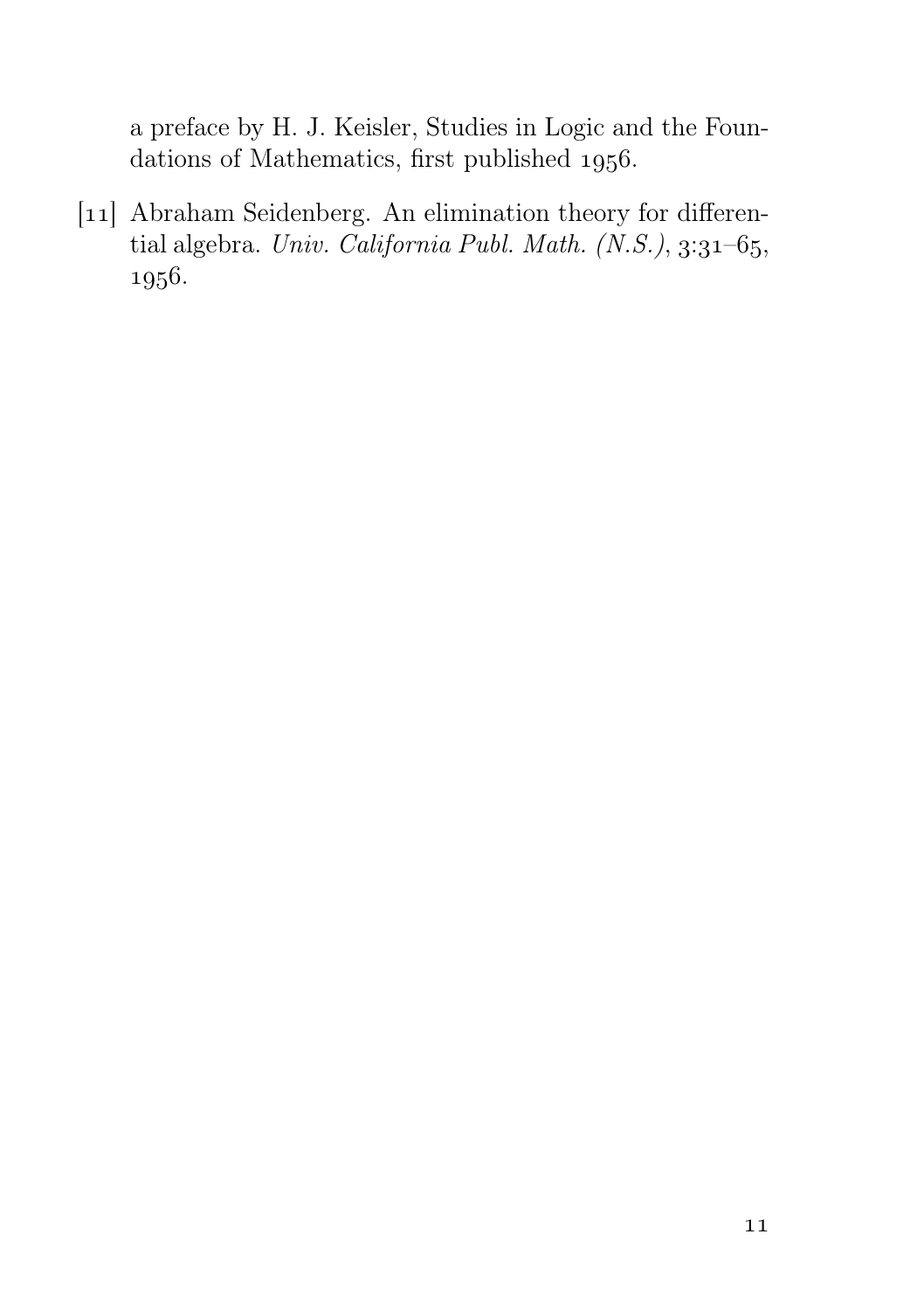a preface by H. J. Keisler, Studies in Logic and the Foundations of Mathematics, first published 1956.

[11] Abraham Seidenberg. An elimination theory for differential algebra. *Univ. California Publ. Math. (N.S.)*, 3:31–65, 1956.